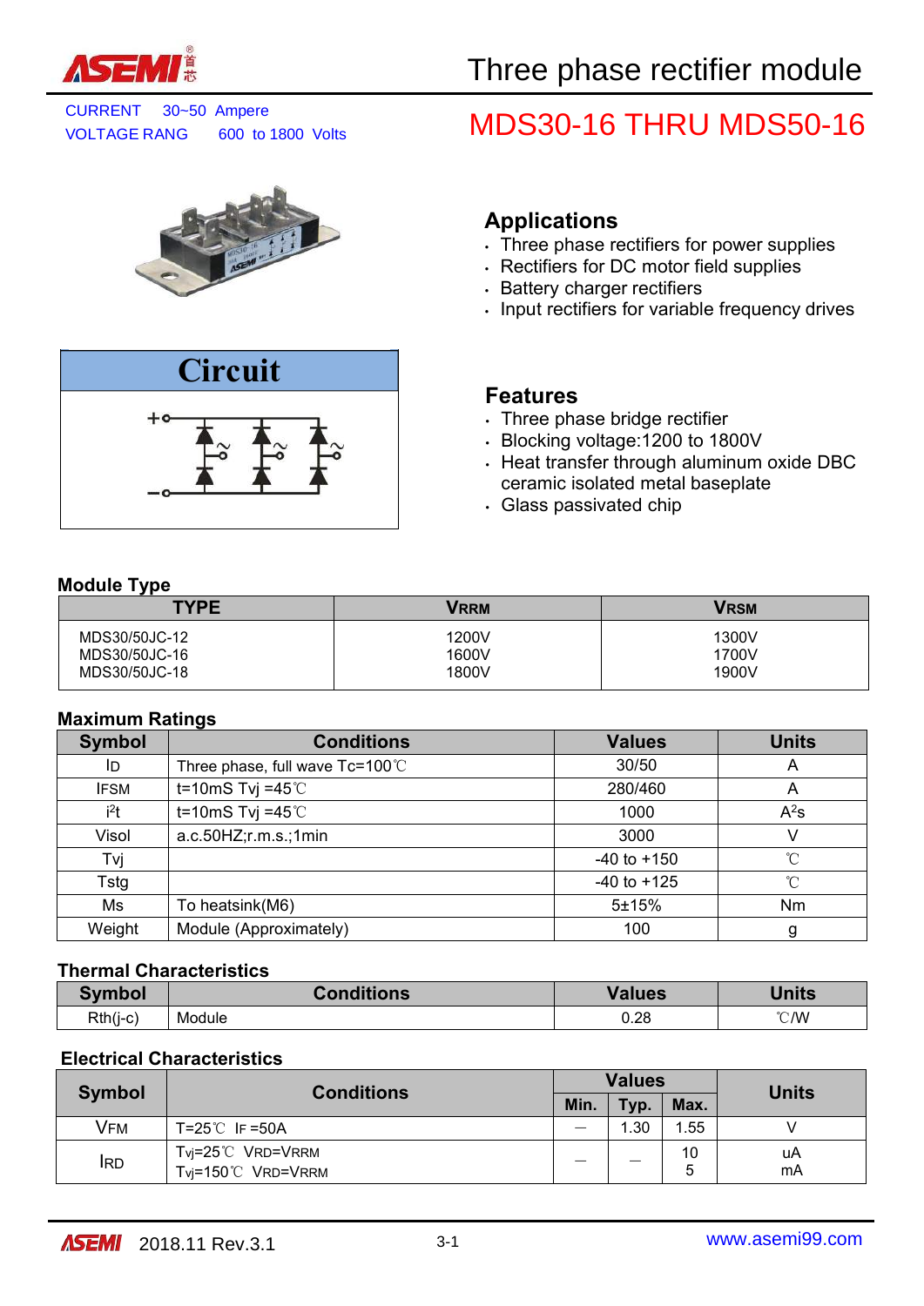# Three phase rectifier module

CURRENT 30~50 Ampere
VOLTAGE RANG 600 to 1800 Volts

# MDS30-16 THRU MDS50-16

## Applications

- Three phase rectifiers for power supplies
- Rectifiers for DC motor field supplies
- Battery charger rectifiers
- Input rectifiers for variable frequency drives

## Circuit

## Features

- Three phase bridge rectifier
- Blocking voltage:1200 to 1800V
- Heat transfer through aluminum oxide DBC ceramic isolated metal baseplate
- Glass passivated chip

### Module Type

| TYPE | $V_{RRM}$ | $V_{RSM}$ |
|---|---|---|
| MDS30/50JC-12<br>MDS30/50JC-16<br>MDS30/50JC-18 | 1200V<br>1600V<br>1800V | 1300V<br>1700V<br>1900V |

### Maximum Ratings

| Symbol | Conditions | Values | Units |
|---|---|---|---|
| $I_D$ | Three phase, full wave Tc=100℃ | 30/50 | A |
| $I_{FSM}$ | t=10mS Tvj =45℃ | 280/460 | A |
| $i^2t$ | t=10mS Tvj =45℃ | 1000 | $A^2s$ |
| Visol | a.c.50HZ;r.m.s.;1min | 3000 | V |
| Tvj | | -40 to +150 | ℃ |
| Tstg | | -40 to +125 | ℃ |
| Ms | To heatsink(M6) | 5±15% | Nm |
| Weight | Module (Approximately) | 100 | g |

### Thermal Characteristics

| Symbol | Conditions | Values | Units |
|---|---|---|---|
| Rth(j-c) | Module | 0.28 | ℃/W |

### Electrical Characteristics

| Symbol | Conditions | Values | | | Units |
|---|---|---|---|---|---|
| | | Min. | Typ. | Max. | |
| $V_{FM}$ | T=25℃ $I_F$ =50A | — | 1.30 | 1.55 | V |
| $I_{RD}$ | Tvj=25℃ $V_{RD}$=$V_{RRM}$<br>Tvj=150℃ $V_{RD}$=$V_{RRM}$ | — | — | 10<br>5 | uA<br>mA |

2018.11 Rev.3.1

www.asemi99.com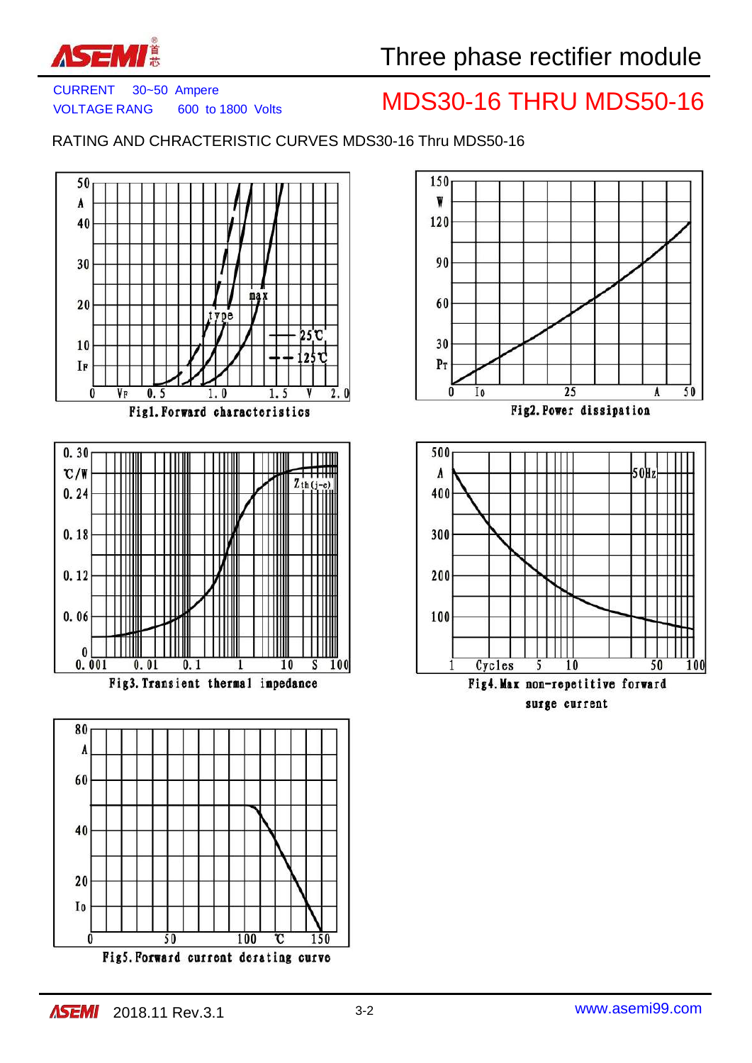# Three phase rectifier module

CURRENT 30~50 Ampere
VOLTAGE RANG 600 to 1800 Volts

## MDS30-16 THRU MDS50-16

RATING AND CHRACTERISTIC CURVES MDS30-16 Thru MDS50-16

Fig1. Forward characteristics

Fig2. Power dissipation

Fig3. Transient thermal impedance

Fig4. Max non-repetitive forward surge current

Fig5. Forward current derating curve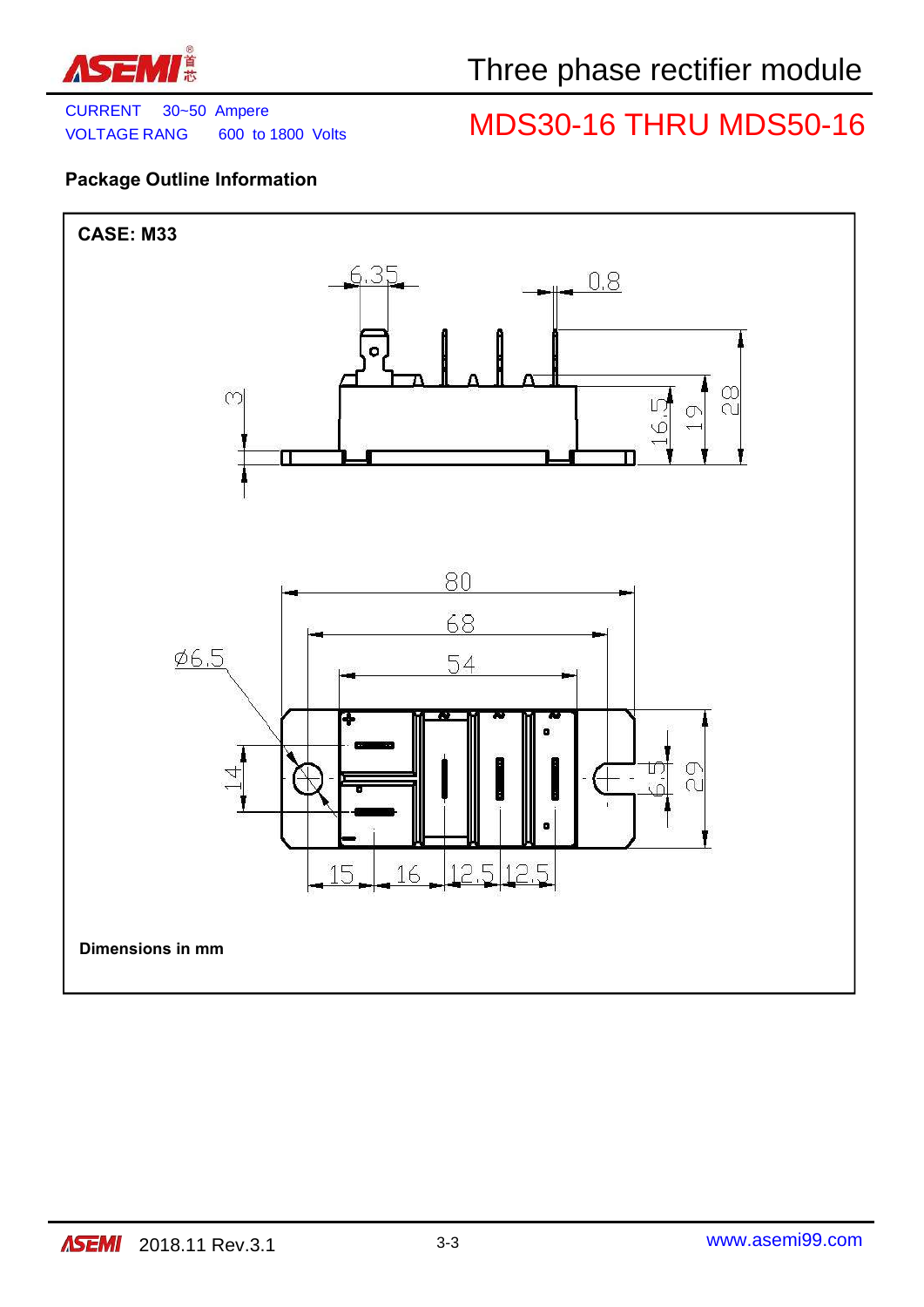# Three phase rectifier module

CURRENT 30~50 Ampere
VOLTAGE RANG 600 to 1800 Volts

## MDS30-16 THRU MDS50-16

### Package Outline Information

**CASE: M33**

6.35
0.8
3
16.5
19
28
80
68
54
Ø6.5
14
6.5
29
15
16
12.5
12.5

**Dimensions in mm**